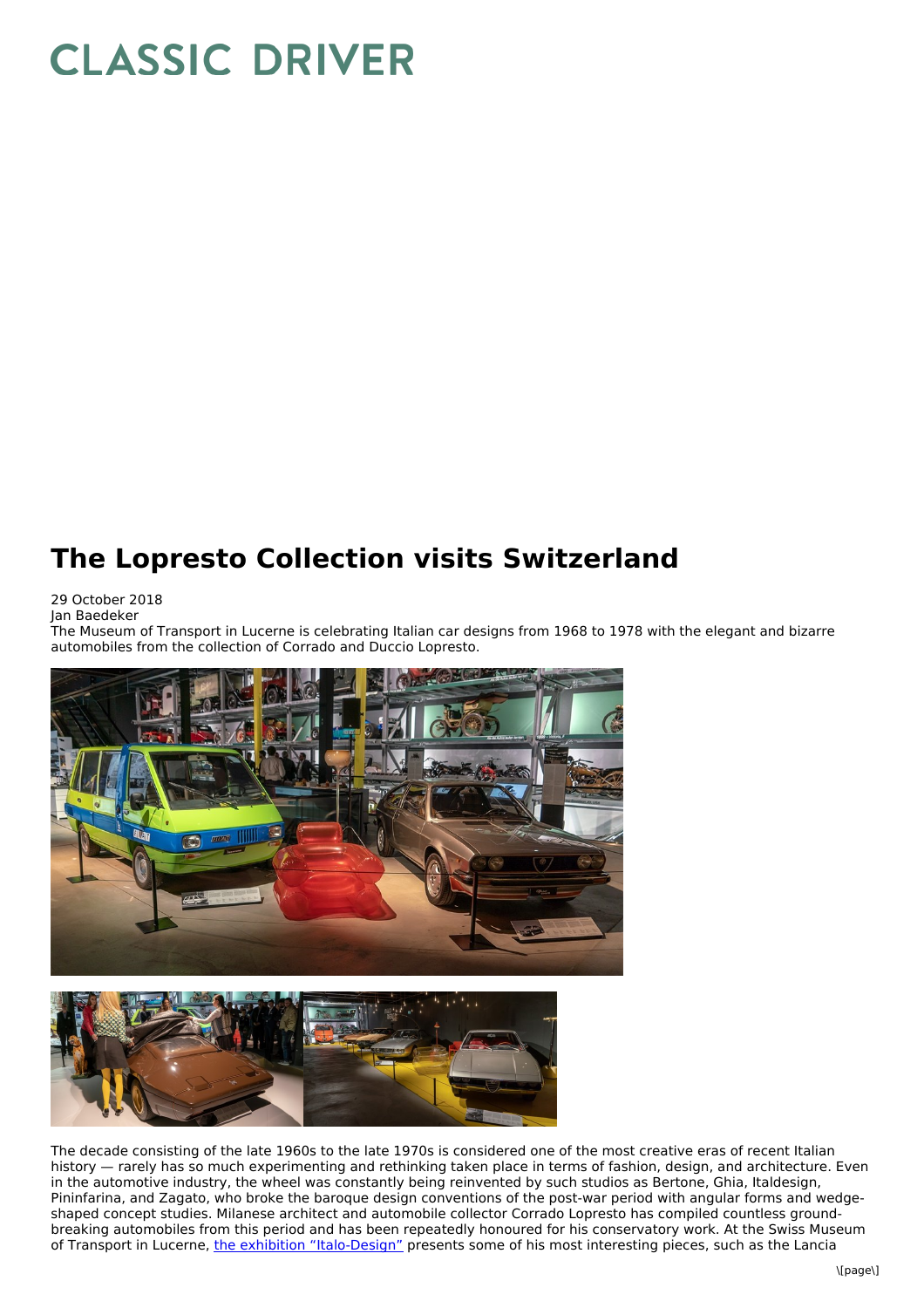# CLASSIC DRIVER

## The Lopresto Collection visits Switzerland

29 October 2018
Jan Baedeker

The Museum of Transport in Lucerne is celebrating Italian car designs from 1968 to 1978 with the elegant and bizarre automobiles from the collection of Corrado and Duccio Lopresto.

The decade consisting of the late 1960s to the late 1970s is considered one of the most creative eras of recent Italian history — rarely has so much experimenting and rethinking taken place in terms of fashion, design, and architecture. Even in the automotive industry, the wheel was constantly being reinvented by such studios as Bertone, Ghia, Italdesign, Pininfarina, and Zagato, who broke the baroque design conventions of the post-war period with angular forms and wedge-shaped concept studies. Milanese architect and automobile collector Corrado Lopresto has compiled countless ground-breaking automobiles from this period and has been repeatedly honoured for his conservatory work. At the Swiss Museum of Transport in Lucerne, [the exhibition “Italo-Design”](#) presents some of his most interesting pieces, such as the Lancia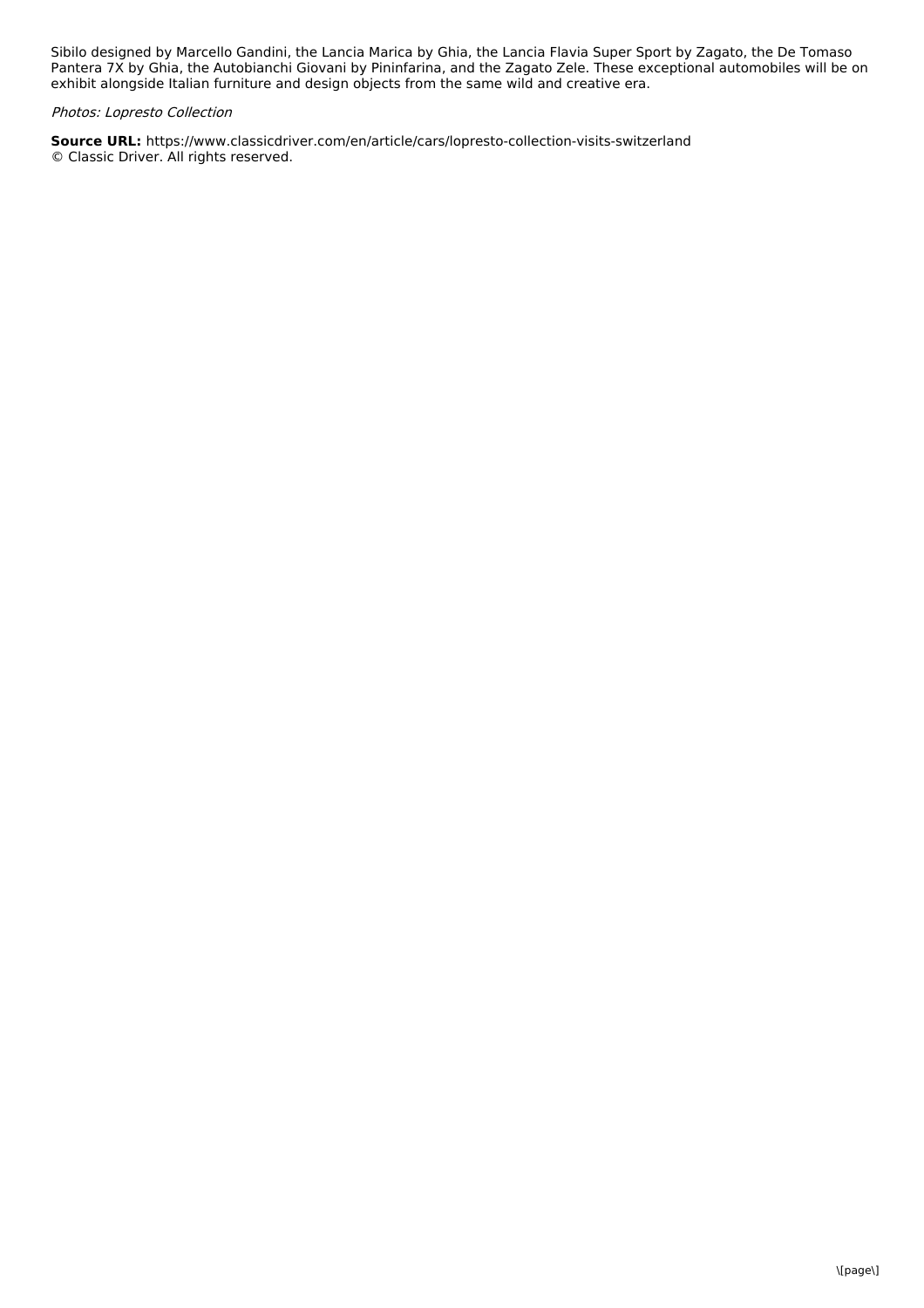Sibilo designed by Marcello Gandini, the Lancia Marica by Ghia, the Lancia Flavia Super Sport by Zagato, the De Tomaso Pantera 7X by Ghia, the Autobianchi Giovani by Pininfarina, and the Zagato Zele. These exceptional automobiles will be on exhibit alongside Italian furniture and design objects from the same wild and creative era.

*Photos: Lopresto Collection*

**Source URL:** https://www.classicdriver.com/en/article/cars/lopresto-collection-visits-switzerland
© Classic Driver. All rights reserved.